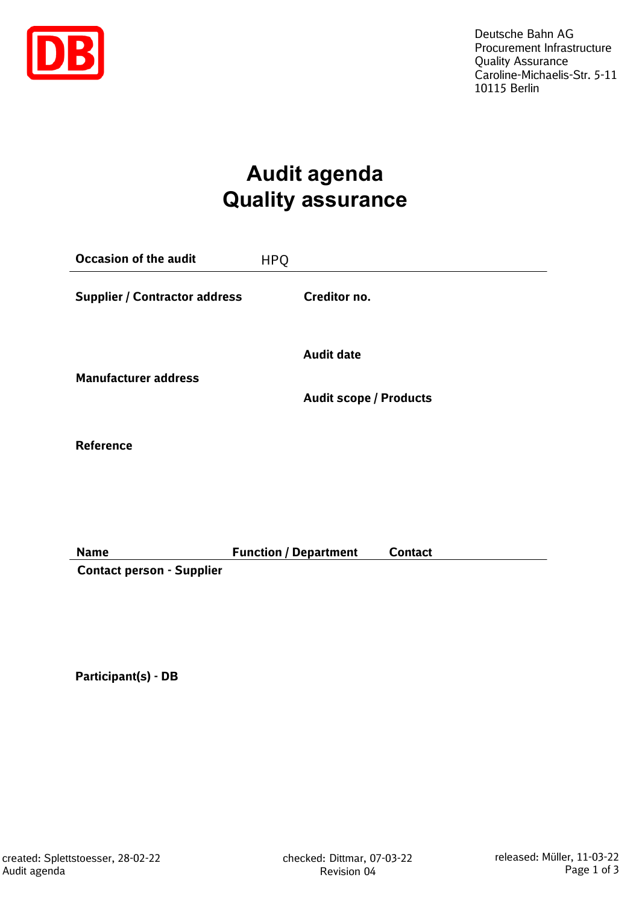DB

Deutsche Bahn AG
Procurement Infrastructure
Quality Assurance
Caroline-Michaelis-Str. 5-11
10115 Berlin

# Audit agenda
# Quality assurance

**Occasion of the audit** HPQ

---

**Supplier / Contractor address**

**Creditor no.**

**Audit date**

**Manufacturer address**

**Audit scope / Products**

**Reference**

| Name | Function / Department | Contact |
|---|---|---|
| **Contact person - Supplier** | | |
| | | |
| **Participant(s) - DB** | | |

created: Splettstoesser, 28-02-22
Audit agenda

checked: Dittmar, 07-03-22
Revision 04

released: Müller, 11-03-22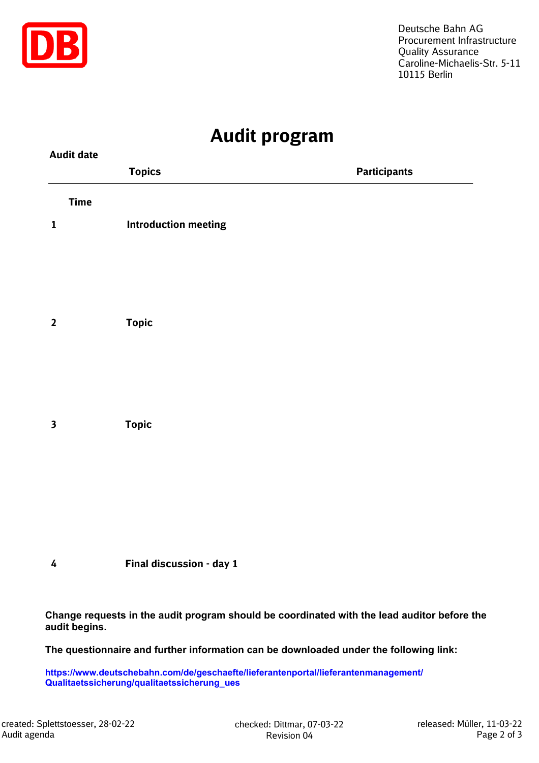Deutsche Bahn AG
Procurement Infrastructure
Quality Assurance
Caroline-Michaelis-Str. 5-11
10115 Berlin

# Audit program

**Audit date**

| | Topics | Participants |
|---|---|---|
| **Time** | | |
| **1** | **Introduction meeting** | |
| **2** | **Topic** | |
| **3** | **Topic** | |
| **4** | **Final discussion - day 1** | |

**Change requests in the audit program should be coordinated with the lead auditor before the audit begins.**

**The questionnaire and further information can be downloaded under the following link:**

**https://www.deutschebahn.com/de/geschaefte/lieferantenportal/lieferantenmanagement/Qualitaetssicherung/qualitaetssicherung_ues**

created: Splettstoesser, 28-02-22
Audit agenda

checked: Dittmar, 07-03-22
Revision 04

released: Müller, 11-03-22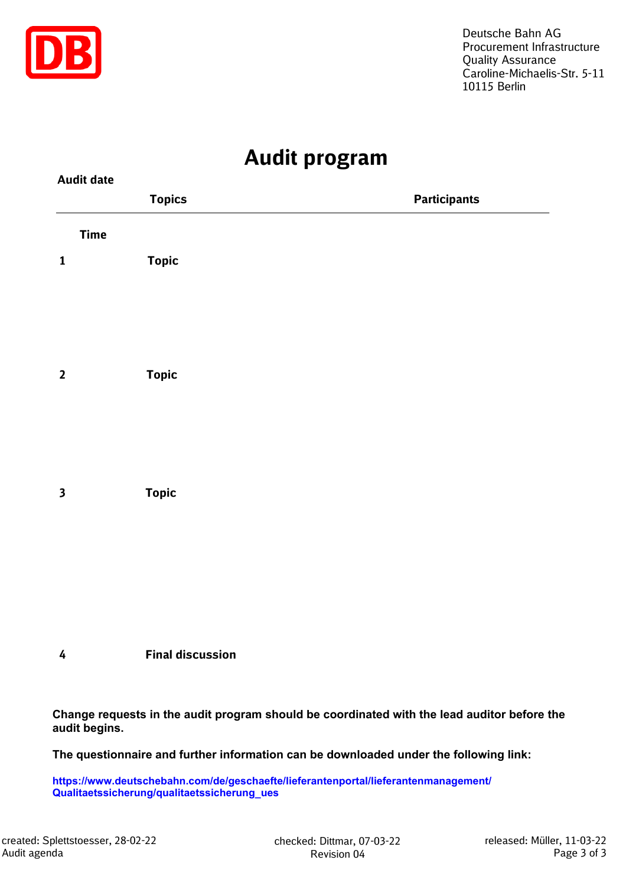Deutsche Bahn AG
Procurement Infrastructure
Quality Assurance
Caroline-Michaelis-Str. 5-11
10115 Berlin

# Audit program

**Audit date**

| | **Topics** | **Participants** |
|---|---|---|
| **Time** | | |
| **1** | **Topic** | |
| **2** | **Topic** | |
| **3** | **Topic** | |
| **4** | **Final discussion** | |

**Change requests in the audit program should be coordinated with the lead auditor before the audit begins.**

**The questionnaire and further information can be downloaded under the following link:**

**https://www.deutschebahn.com/de/geschaefte/lieferantenportal/lieferantenmanagement/Qualitaetssicherung/qualitaetssicherung_ues**

created: Splettstoesser, 28-02-22
Audit agenda

checked: Dittmar, 07-03-22
Revision 04

released: Müller, 11-03-22